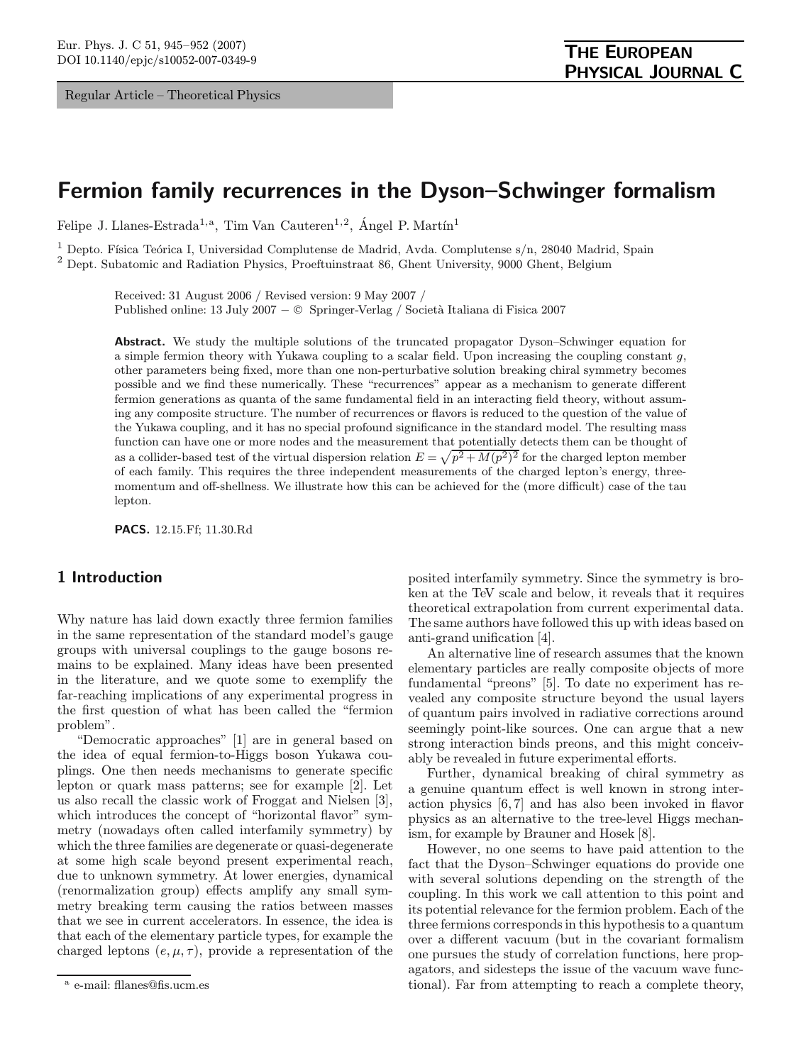Regular Article – Theoretical Physics

# Fermion family recurrences in the Dyson–Schwinger formalism

Felipe J. Llanes-Estrada[1,a], Tim Van Cauteren[1,2], Ángel P. Martín[1]

[1] Depto. Física Teórica I, Universidad Complutense de Madrid, Avda. Complutense s/n, 28040 Madrid, Spain

[2] Dept. Subatomic and Radiation Physics, Proeftuinstraat 86, Ghent University, 9000 Ghent, Belgium

Received: 31 August 2006 / Revised version: 9 May 2007 /
Published online: 13 July 2007 − © Springer-Verlag / Società Italiana di Fisica 2007

**Abstract.** We study the multiple solutions of the truncated propagator Dyson–Schwinger equation for a simple fermion theory with Yukawa coupling to a scalar field. Upon increasing the coupling constant $g$, other parameters being fixed, more than one non-perturbative solution breaking chiral symmetry becomes possible and we find these numerically. These "recurrences" appear as a mechanism to generate different fermion generations as quanta of the same fundamental field in an interacting field theory, without assuming any composite structure. The number of recurrences or flavors is reduced to the question of the value of the Yukawa coupling, and it has no special profound significance in the standard model. The resulting mass function can have one or more nodes and the measurement that potentially detects them can be thought of as a collider-based test of the virtual dispersion relation $E = \sqrt{p^2 + M(p^2)^2}$ for the charged lepton member of each family. This requires the three independent measurements of the charged lepton's energy, three-momentum and off-shellness. We illustrate how this can be achieved for the (more difficult) case of the tau lepton.

**PACS.** 12.15.Ff; 11.30.Rd

## 1 Introduction

Why nature has laid down exactly three fermion families in the same representation of the standard model's gauge groups with universal couplings to the gauge bosons remains to be explained. Many ideas have been presented in the literature, and we quote some to exemplify the far-reaching implications of any experimental progress in the first question of what has been called the "fermion problem".

"Democratic approaches" [1] are in general based on the idea of equal fermion-to-Higgs boson Yukawa couplings. One then needs mechanisms to generate specific lepton or quark mass patterns; see for example [2]. Let us also recall the classic work of Froggat and Nielsen [3], which introduces the concept of "horizontal flavor" symmetry (nowadays often called interfamily symmetry) by which the three families are degenerate or quasi-degenerate at some high scale beyond present experimental reach, due to unknown symmetry. At lower energies, dynamical (renormalization group) effects amplify any small symmetry breaking term causing the ratios between masses that we see in current accelerators. In essence, the idea is that each of the elementary particle types, for example the charged leptons $(e, \mu, \tau)$, provide a representation of the posited interfamily symmetry. Since the symmetry is broken at the TeV scale and below, it reveals that it requires theoretical extrapolation from current experimental data. The same authors have followed this up with ideas based on anti-grand unification [4].

An alternative line of research assumes that the known elementary particles are really composite objects of more fundamental "preons" [5]. To date no experiment has revealed any composite structure beyond the usual layers of quantum pairs involved in radiative corrections around seemingly point-like sources. One can argue that a new strong interaction binds preons, and this might conceivably be revealed in future experimental efforts.

Further, dynamical breaking of chiral symmetry as a genuine quantum effect is well known in strong interaction physics [6, 7] and has also been invoked in flavor physics as an alternative to the tree-level Higgs mechanism, for example by Brauner and Hosek [8].

However, no one seems to have paid attention to the fact that the Dyson–Schwinger equations do provide one with several solutions depending on the strength of the coupling. In this work we call attention to this point and its potential relevance for the fermion problem. Each of the three fermions corresponds in this hypothesis to a quantum over a different vacuum (but in the covariant formalism one pursues the study of correlation functions, here propagators, and sidesteps the issue of the vacuum wave functional). Far from attempting to reach a complete theory,

[a] e-mail: fllanes@fis.ucm.es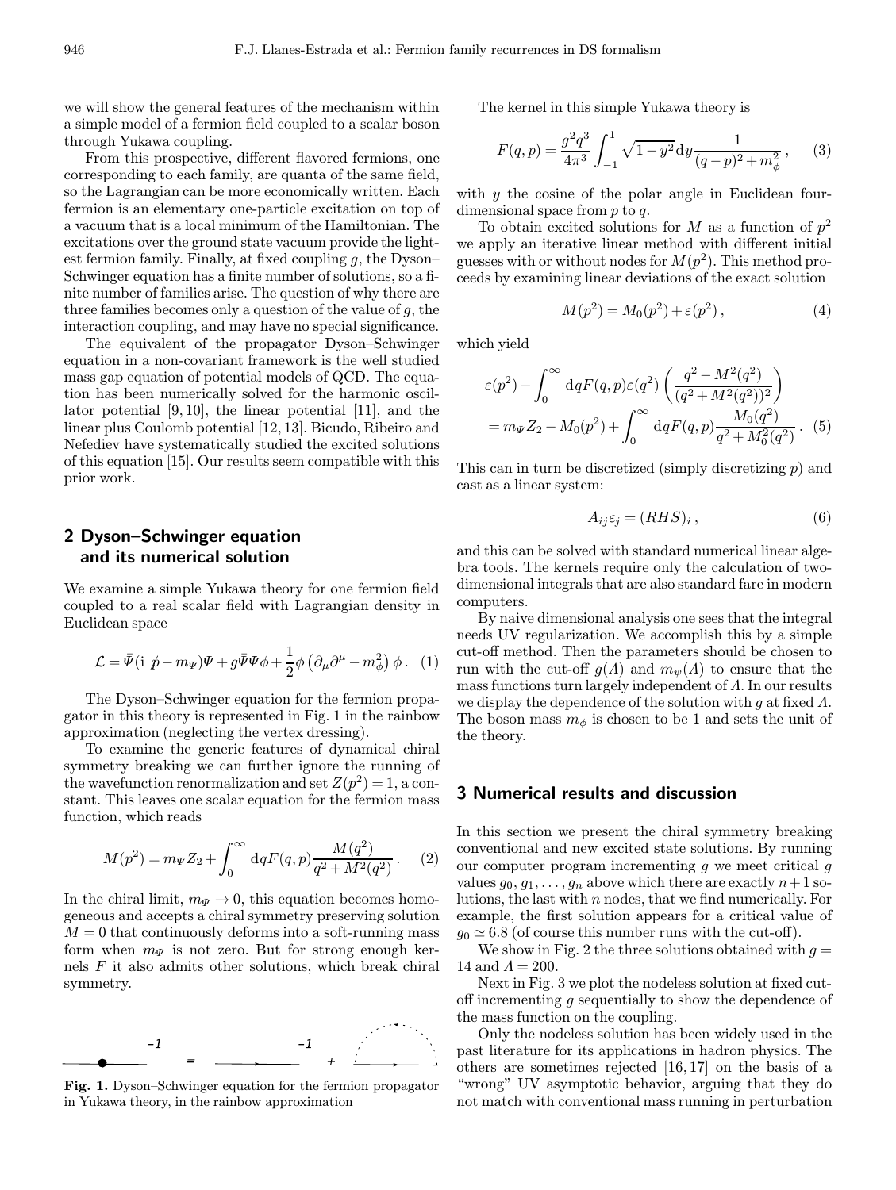we will show the general features of the mechanism within a simple model of a fermion field coupled to a scalar boson through Yukawa coupling.

From this prospective, different flavored fermions, one corresponding to each family, are quanta of the same field, so the Lagrangian can be more economically written. Each fermion is an elementary one-particle excitation on top of a vacuum that is a local minimum of the Hamiltonian. The excitations over the ground state vacuum provide the lightest fermion family. Finally, at fixed coupling $g$, the Dyson–Schwinger equation has a finite number of solutions, so a finite number of families arise. The question of why there are three families becomes only a question of the value of $g$, the interaction coupling, and may have no special significance.

The equivalent of the propagator Dyson–Schwinger equation in a non-covariant framework is the well studied mass gap equation of potential models of QCD. The equation has been numerically solved for the harmonic oscillator potential [9,10], the linear potential [11], and the linear plus Coulomb potential [12,13]. Bicudo, Ribeiro and Nefediev have systematically studied the excited solutions of this equation [15]. Our results seem compatible with this prior work.

## 2 Dyson–Schwinger equation and its numerical solution

We examine a simple Yukawa theory for one fermion field coupled to a real scalar field with Lagrangian density in Euclidean space

$$\mathcal{L} = \bar{\Psi}(\mathrm{i}\,\not{p} - m_\Psi)\Psi + g\bar{\Psi}\Psi\phi + \frac{1}{2}\phi\left(\partial_\mu\partial^\mu - m_\phi^2\right)\phi\,. \quad (1)$$

The Dyson–Schwinger equation for the fermion propagator in this theory is represented in Fig. 1 in the rainbow approximation (neglecting the vertex dressing).

To examine the generic features of dynamical chiral symmetry breaking we can further ignore the running of the wavefunction renormalization and set $Z(p^2) = 1$, a constant. This leaves one scalar equation for the fermion mass function, which reads

$$M(p^2) = m_\Psi Z_2 + \int_0^\infty \mathrm{d}qF(q,p)\frac{M(q^2)}{q^2 + M^2(q^2)}\,. \quad (2)$$

In the chiral limit, $m_\Psi \to 0$, this equation becomes homogeneous and accepts a chiral symmetry preserving solution $M = 0$ that continuously deforms into a soft-running mass form when $m_\Psi$ is not zero. But for strong enough kernels $F$ it also admits other solutions, which break chiral symmetry.

Fig. 1. Dyson–Schwinger equation for the fermion propagator in Yukawa theory, in the rainbow approximation

The kernel in this simple Yukawa theory is

$$F(q,p) = \frac{g^2 q^3}{4\pi^3}\int_{-1}^{1}\sqrt{1-y^2}\,\mathrm{d}y\frac{1}{(q-p)^2 + m_\phi^2}\,, \quad (3)$$

with $y$ the cosine of the polar angle in Euclidean four-dimensional space from $p$ to $q$.

To obtain excited solutions for $M$ as a function of $p^2$ we apply an iterative linear method with different initial guesses with or without nodes for $M(p^2)$. This method proceeds by examining linear deviations of the exact solution

$$M(p^2) = M_0(p^2) + \varepsilon(p^2)\,, \quad (4)$$

which yield

$$\begin{aligned}
&\varepsilon(p^2) - \int_0^\infty \mathrm{d}qF(q,p)\varepsilon(q^2)\left(\frac{q^2 - M^2(q^2)}{(q^2 + M^2(q^2))^2}\right) \\
&= m_\Psi Z_2 - M_0(p^2) + \int_0^\infty \mathrm{d}qF(q,p)\frac{M_0(q^2)}{q^2 + M_0^2(q^2)}\,. \quad (5)
\end{aligned}$$

This can in turn be discretized (simply discretizing $p$) and cast as a linear system:

$$A_{ij}\varepsilon_j = (RHS)_i\,, \quad (6)$$

and this can be solved with standard numerical linear algebra tools. The kernels require only the calculation of two-dimensional integrals that are also standard fare in modern computers.

By naive dimensional analysis one sees that the integral needs UV regularization. We accomplish this by a simple cut-off method. Then the parameters should be chosen to run with the cut-off $g(\Lambda)$ and $m_\psi(\Lambda)$ to ensure that the mass functions turn largely independent of $\Lambda$. In our results we display the dependence of the solution with $g$ at fixed $\Lambda$. The boson mass $m_\phi$ is chosen to be 1 and sets the unit of the theory.

## 3 Numerical results and discussion

In this section we present the chiral symmetry breaking conventional and new excited state solutions. By running our computer program incrementing $g$ we meet critical $g$ values $g_0, g_1, \ldots, g_n$ above which there are exactly $n+1$ solutions, the last with $n$ nodes, that we find numerically. For example, the first solution appears for a critical value of $g_0 \simeq 6.8$ (of course this number runs with the cut-off).

We show in Fig. 2 the three solutions obtained with $g = 14$ and $\Lambda = 200$.

Next in Fig. 3 we plot the nodeless solution at fixed cut-off incrementing $g$ sequentially to show the dependence of the mass function on the coupling.

Only the nodeless solution has been widely used in the past literature for its applications in hadron physics. The others are sometimes rejected [16,17] on the basis of a "wrong" UV asymptotic behavior, arguing that they do not match with conventional mass running in perturbation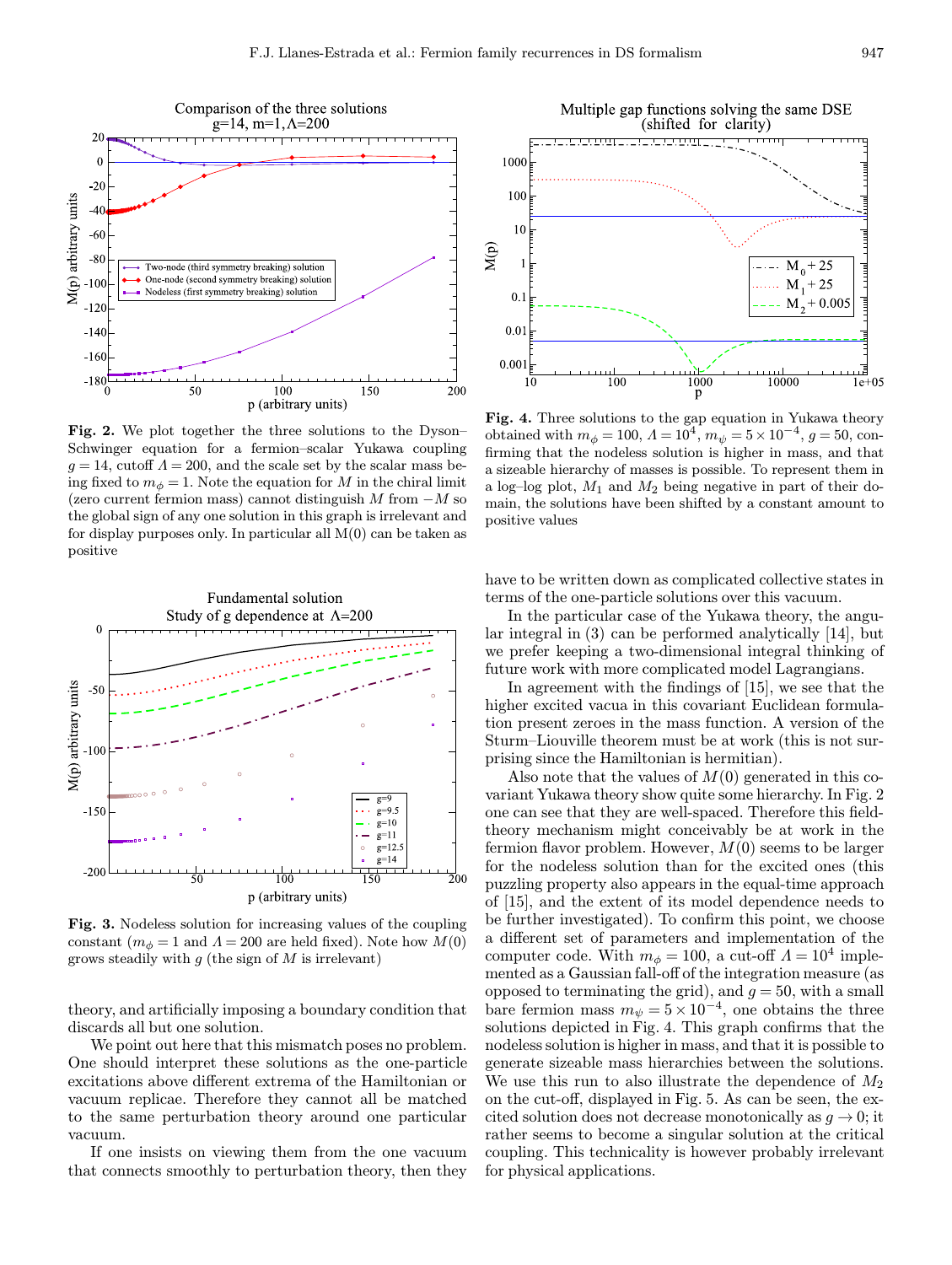Fig. 2. We plot together the three solutions to the Dyson–Schwinger equation for a fermion–scalar Yukawa coupling $g = 14$, cutoff $\Lambda = 200$, and the scale set by the scalar mass being fixed to $m_\phi = 1$. Note the equation for $M$ in the chiral limit (zero current fermion mass) cannot distinguish $M$ from $-M$ so the global sign of any one solution in this graph is irrelevant and for display purposes only. In particular all M(0) can be taken as positive

Fig. 3. Nodeless solution for increasing values of the coupling constant ($m_\phi = 1$ and $\Lambda = 200$ are held fixed). Note how $M(0)$ grows steadily with $g$ (the sign of $M$ is irrelevant)

theory, and artificially imposing a boundary condition that discards all but one solution.

We point out here that this mismatch poses no problem. One should interpret these solutions as the one-particle excitations above different extrema of the Hamiltonian or vacuum replicae. Therefore they cannot all be matched to the same perturbation theory around one particular vacuum.

If one insists on viewing them from the one vacuum that connects smoothly to perturbation theory, then they have to be written down as complicated collective states in terms of the one-particle solutions over this vacuum.

Fig. 4. Three solutions to the gap equation in Yukawa theory obtained with $m_\phi = 100$, $\Lambda = 10^4$, $m_\psi = 5 \times 10^{-4}$, $g = 50$, confirming that the nodeless solution is higher in mass, and that a sizeable hierarchy of masses is possible. To represent them in a log–log plot, $M_1$ and $M_2$ being negative in part of their domain, the solutions have been shifted by a constant amount to positive values

In the particular case of the Yukawa theory, the angular integral in (3) can be performed analytically [14], but we prefer keeping a two-dimensional integral thinking of future work with more complicated model Lagrangians.

In agreement with the findings of [15], we see that the higher excited vacua in this covariant Euclidean formulation present zeroes in the mass function. A version of the Sturm–Liouville theorem must be at work (this is not surprising since the Hamiltonian is hermitian).

Also note that the values of $M(0)$ generated in this covariant Yukawa theory show quite some hierarchy. In Fig. 2 one can see that they are well-spaced. Therefore this field-theory mechanism might conceivably be at work in the fermion flavor problem. However, $M(0)$ seems to be larger for the nodeless solution than for the excited ones (this puzzling property also appears in the equal-time approach of [15], and the extent of its model dependence needs to be further investigated). To confirm this point, we choose a different set of parameters and implementation of the computer code. With $m_\phi = 100$, a cut-off $\Lambda = 10^4$ implemented as a Gaussian fall-off of the integration measure (as opposed to terminating the grid), and $g = 50$, with a small bare fermion mass $m_\psi = 5 \times 10^{-4}$, one obtains the three solutions depicted in Fig. 4. This graph confirms that the nodeless solution is higher in mass, and that it is possible to generate sizeable mass hierarchies between the solutions. We use this run to also illustrate the dependence of $M_2$ on the cut-off, displayed in Fig. 5. As can be seen, the excited solution does not decrease monotonically as $g \to 0$; it rather seems to become a singular solution at the critical coupling. This technicality is however probably irrelevant for physical applications.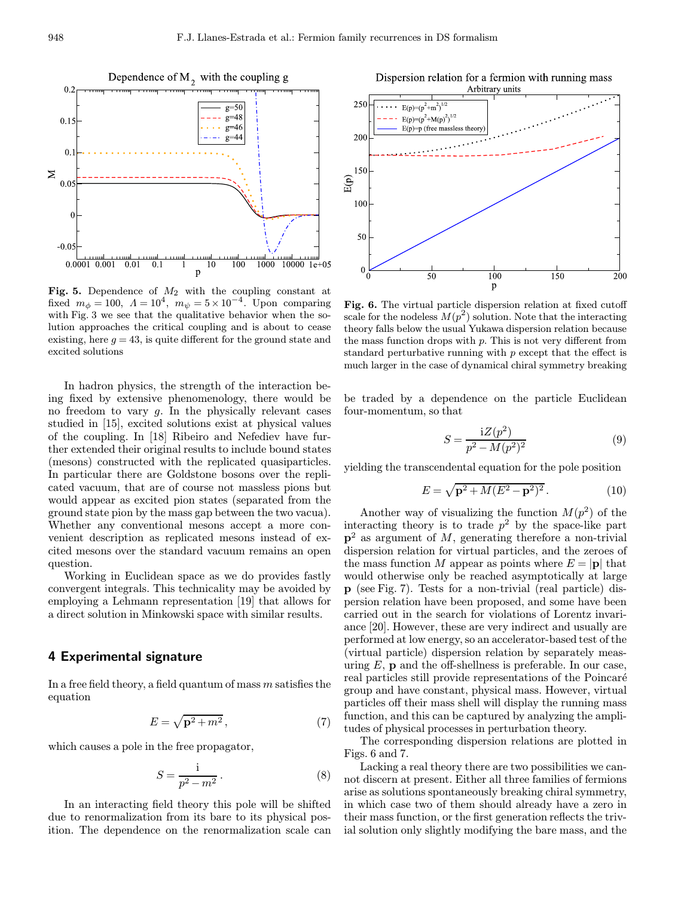**Fig. 5.** Dependence of $M_2$ with the coupling constant at fixed $m_\phi = 100$, $\Lambda = 10^4$, $m_\psi = 5 \times 10^{-4}$. Upon comparing with Fig. 3 we see that the qualitative behavior when the solution approaches the critical coupling and is about to cease existing, here $g = 43$, is quite different for the ground state and excited solutions

**Fig. 6.** The virtual particle dispersion relation at fixed cutoff scale for the nodeless $M(p^2)$ solution. Note that the interacting theory falls below the usual Yukawa dispersion relation because the mass function drops with $p$. This is not very different from standard perturbative running with $p$ except that the effect is much larger in the case of dynamical chiral symmetry breaking

In hadron physics, the strength of the interaction being fixed by extensive phenomenology, there would be no freedom to vary $g$. In the physically relevant cases studied in [15], excited solutions exist at physical values of the coupling. In [18] Ribeiro and Nefediev have further extended their original results to include bound states (mesons) constructed with the replicated quasiparticles. In particular there are Goldstone bosons over the replicated vacuum, that are of course not massless pions but would appear as excited pion states (separated from the ground state pion by the mass gap between the two vacua). Whether any conventional mesons accept a more convenient description as replicated mesons instead of excited mesons over the standard vacuum remains an open question.

Working in Euclidean space as we do provides fastly convergent integrals. This technicality may be avoided by employing a Lehmann representation [19] that allows for a direct solution in Minkowski space with similar results.

## 4 Experimental signature

In a free field theory, a field quantum of mass $m$ satisfies the equation

$$E = \sqrt{\mathbf{p}^2 + m^2}\,, \tag{7}$$

which causes a pole in the free propagator,

$$S = \frac{\mathrm{i}}{p^2 - m^2}\,. \tag{8}$$

In an interacting field theory this pole will be shifted due to renormalization from its bare to its physical position. The dependence on the renormalization scale can be traded by a dependence on the particle Euclidean four-momentum, so that

$$S = \frac{\mathrm{i}Z(p^2)}{p^2 - M(p^2)^2} \tag{9}$$

yielding the transcendental equation for the pole position

$$E = \sqrt{\mathbf{p}^2 + M(E^2 - \mathbf{p}^2)^2}\,. \tag{10}$$

Another way of visualizing the function $M(p^2)$ of the interacting theory is to trade $p^2$ by the space-like part $\mathbf{p}^2$ as argument of $M$, generating therefore a non-trivial dispersion relation for virtual particles, and the zeroes of the mass function $M$ appear as points where $E = |\mathbf{p}|$ that would otherwise only be reached asymptotically at large $\mathbf{p}$ (see Fig. 7). Tests for a non-trivial (real particle) dispersion relation have been proposed, and some have been carried out in the search for violations of Lorentz invariance [20]. However, these are very indirect and usually are performed at low energy, so an accelerator-based test of the (virtual particle) dispersion relation by separately measuring $E$, $\mathbf{p}$ and the off-shellness is preferable. In our case, real particles still provide representations of the Poincaré group and have constant, physical mass. However, virtual particles off their mass shell will display the running mass function, and this can be captured by analyzing the amplitudes of physical processes in perturbation theory.

The corresponding dispersion relations are plotted in Figs. 6 and 7.

Lacking a real theory there are two possibilities we cannot discern at present. Either all three families of fermions arise as solutions spontaneously breaking chiral symmetry, in which case two of them should already have a zero in their mass function, or the first generation reflects the trivial solution only slightly modifying the bare mass, and the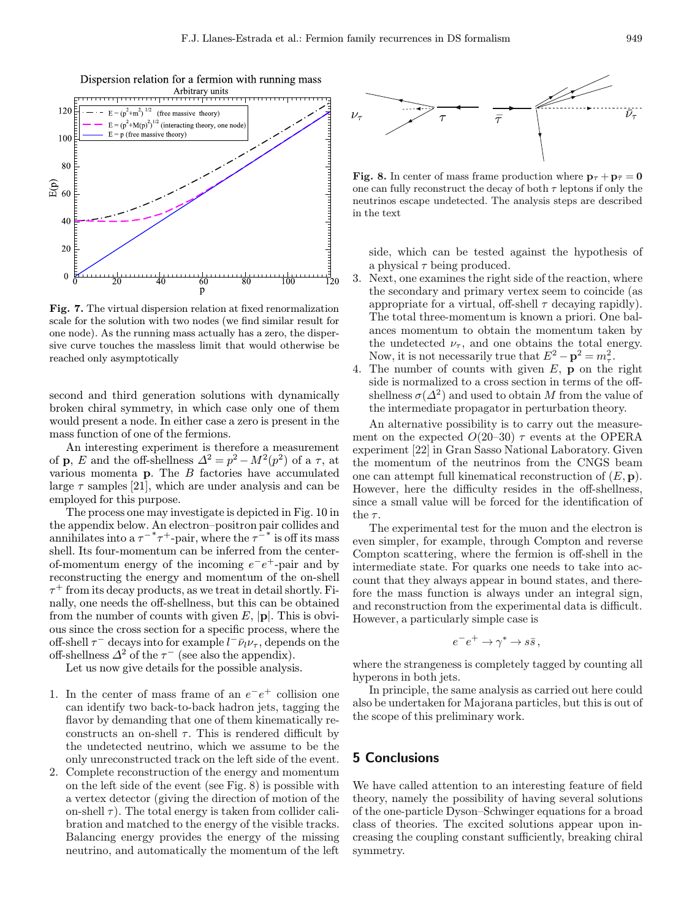Fig. 7. The virtual dispersion relation at fixed renormalization scale for the solution with two nodes (we find similar result for one node). As the running mass actually has a zero, the dispersive curve touches the massless limit that would otherwise be reached only asymptotically

Fig. 8. In center of mass frame production where $\mathbf{p}_\tau + \mathbf{p}_{\bar{\tau}} = \mathbf{0}$ one can fully reconstruct the decay of both $\tau$ leptons if only the neutrinos escape undetected. The analysis steps are described in the text

second and third generation solutions with dynamically broken chiral symmetry, in which case only one of them would present a node. In either case a zero is present in the mass function of one of the fermions.

An interesting experiment is therefore a measurement of $\mathbf{p}$, $E$ and the off-shellness $\Delta^2 = p^2 - M^2(p^2)$ of a $\tau$, at various momenta $\mathbf{p}$. The $B$ factories have accumulated large $\tau$ samples [21], which are under analysis and can be employed for this purpose.

The process one may investigate is depicted in Fig. 10 in the appendix below. An electron–positron pair collides and annihilates into a $\tau^{-*}\tau^{+}$-pair, where the $\tau^{-*}$ is off its mass shell. Its four-momentum can be inferred from the center-of-momentum energy of the incoming $e^-e^+$-pair and by reconstructing the energy and momentum of the on-shell $\tau^+$ from its decay products, as we treat in detail shortly. Finally, one needs the off-shellness, but this can be obtained from the number of counts with given $E$, $|\mathbf{p}|$. This is obvious since the cross section for a specific process, where the off-shell $\tau^-$ decays into for example $l^-\bar{\nu}_l\nu_\tau$, depends on the off-shellness $\Delta^2$ of the $\tau^-$ (see also the appendix).

Let us now give details for the possible analysis.

1. In the center of mass frame of an $e^-e^+$ collision one can identify two back-to-back hadron jets, tagging the flavor by demanding that one of them kinematically reconstructs an on-shell $\tau$. This is rendered difficult by the undetected neutrino, which we assume to be the only unreconstructed track on the left side of the event.
2. Complete reconstruction of the energy and momentum on the left side of the event (see Fig. 8) is possible with a vertex detector (giving the direction of motion of the on-shell $\tau$). The total energy is taken from collider calibration and matched to the energy of the visible tracks. Balancing energy provides the energy of the missing neutrino, and automatically the momentum of the left side, which can be tested against the hypothesis of a physical $\tau$ being produced.
3. Next, one examines the right side of the reaction, where the secondary and primary vertex seem to coincide (as appropriate for a virtual, off-shell $\tau$ decaying rapidly). The total three-momentum is known a priori. One balances momentum to obtain the momentum taken by the undetected $\nu_\tau$, and one obtains the total energy. Now, it is not necessarily true that $E^2 - \mathbf{p}^2 = m_\tau^2$.
4. The number of counts with given $E$, $\mathbf{p}$ on the right side is normalized to a cross section in terms of the off-shellness $\sigma(\Delta^2)$ and used to obtain $M$ from the value of the intermediate propagator in perturbation theory.

An alternative possibility is to carry out the measurement on the expected $O(20–30)$ $\tau$ events at the OPERA experiment [22] in Gran Sasso National Laboratory. Given the momentum of the neutrinos from the CNGS beam one can attempt full kinematical reconstruction of $(E, \mathbf{p})$. However, here the difficulty resides in the off-shellness, since a small value will be forced for the identification of the $\tau$.

The experimental test for the muon and the electron is even simpler, for example, through Compton and reverse Compton scattering, where the fermion is off-shell in the intermediate state. For quarks one needs to take into account that they always appear in bound states, and therefore the mass function is always under an integral sign, and reconstruction from the experimental data is difficult. However, a particularly simple case is

$$e^-e^+ \to \gamma^* \to s\bar{s}\,,$$

where the strangeness is completely tagged by counting all hyperons in both jets.

In principle, the same analysis as carried out here could also be undertaken for Majorana particles, but this is out of the scope of this preliminary work.

## 5 Conclusions

We have called attention to an interesting feature of field theory, namely the possibility of having several solutions of the one-particle Dyson–Schwinger equations for a broad class of theories. The excited solutions appear upon increasing the coupling constant sufficiently, breaking chiral symmetry.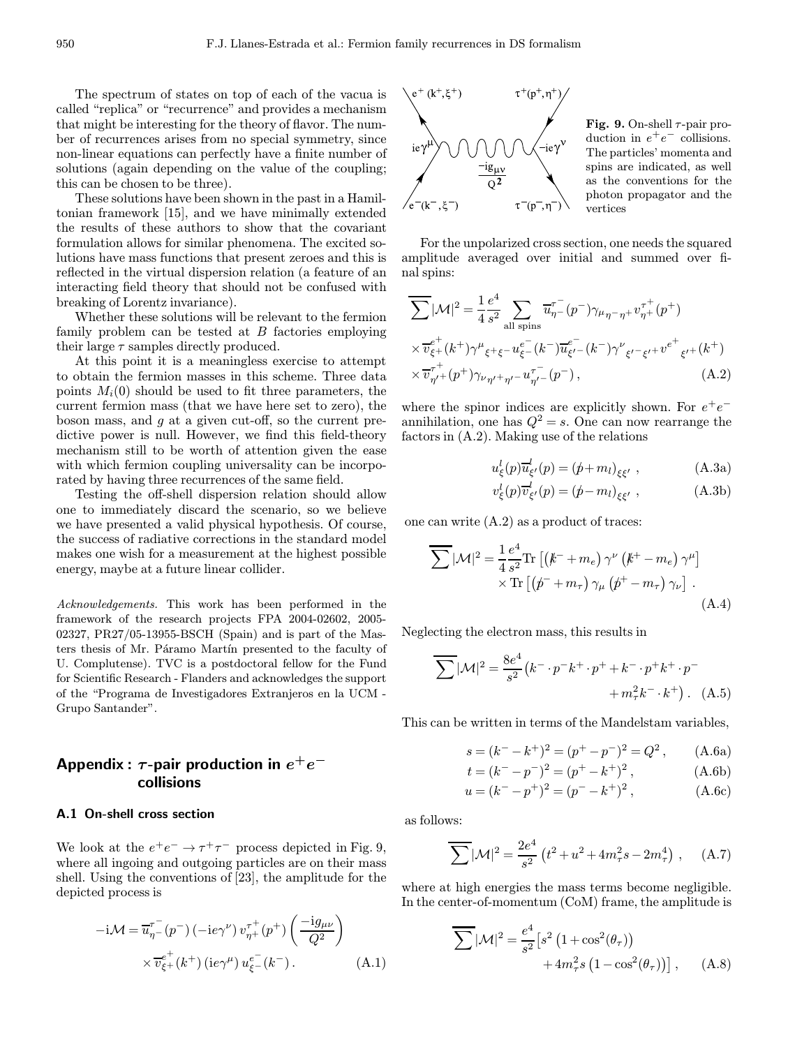The spectrum of states on top of each of the vacua is called "replica" or "recurrence" and provides a mechanism that might be interesting for the theory of flavor. The number of recurrences arises from no special symmetry, since non-linear equations can perfectly have a finite number of solutions (again depending on the value of the coupling; this can be chosen to be three).

These solutions have been shown in the past in a Hamiltonian framework [15], and we have minimally extended the results of these authors to show that the covariant formulation allows for similar phenomena. The excited solutions have mass functions that present zeroes and this is reflected in the virtual dispersion relation (a feature of an interacting field theory that should not be confused with breaking of Lorentz invariance).

Whether these solutions will be relevant to the fermion family problem can be tested at $B$ factories employing their large $\tau$ samples directly produced.

At this point it is a meaningless exercise to attempt to obtain the fermion masses in this scheme. Three data points $M_i(0)$ should be used to fit three parameters, the current fermion mass (that we have here set to zero), the boson mass, and $g$ at a given cut-off, so the current predictive power is null. However, we find this field-theory mechanism still to be worth of attention given the ease with which fermion coupling universality can be incorporated by having three recurrences of the same field.

Testing the off-shell dispersion relation should allow one to immediately discard the scenario, so we believe we have presented a valid physical hypothesis. Of course, the success of radiative corrections in the standard model makes one wish for a measurement at the highest possible energy, maybe at a future linear collider.

*Acknowledgements.* This work has been performed in the framework of the research projects FPA 2004-02602, 2005-02327, PR27/05-13955-BSCH (Spain) and is part of the Masters thesis of Mr. Páramo Martín presented to the faculty of U. Complutense). TVC is a postdoctoral fellow for the Fund for Scientific Research - Flanders and acknowledges the support of the "Programa de Investigadores Extranjeros en la UCM - Grupo Santander".

## Appendix: $\tau$-pair production in $e^+e^-$ collisions

### A.1 On-shell cross section

We look at the $e^+e^- \to \tau^+\tau^-$ process depicted in Fig. 9, where all ingoing and outgoing particles are on their mass shell. Using the conventions of [23], the amplitude for the depicted process is

$$-\mathrm{i}\mathcal{M} = \overline{u}^{\tau^-}_{\eta^-}(p^-)\left(-\mathrm{i}e\gamma^\nu\right)v^{\tau^+}_{\eta^+}(p^+)\left(\frac{-\mathrm{i}g_{\mu\nu}}{Q^2}\right) \times \overline{v}^{e^+}_{\xi^+}(k^+)\left(\mathrm{i}e\gamma^\mu\right)u^{e^-}_{\xi^-}(k^-) . \tag{A.1}$$

e$^+$ (k$^+$,ξ$^+$)
τ$^+$(p$^+$,η$^+$)
ieγ$^\mu$
−ieγ$^\nu$
−ig$_{\mu\nu}$ / Q$^2$
e$^-$(k$^-$, ξ$^-$)
τ$^-$(p$^-$,η$^-$)

**Fig. 9.** On-shell $\tau$-pair production in $e^+e^-$ collisions. The particles' momenta and spins are indicated, as well as the conventions for the photon propagator and the vertices

For the unpolarized cross section, one needs the squared amplitude averaged over initial and summed over final spins:

$$\overline{\sum}|\mathcal{M}|^2 = \frac{1}{4}\frac{e^4}{s^2}\sum_{\text{all spins}} \overline{u}^{\tau^-}_{\eta^-}(p^-)\gamma_{\mu_{\eta^-\eta^+}} v^{\tau^+}_{\eta^+}(p^+) \times \overline{v}^{e^+}_{\xi^+}(k^+)\gamma^\mu{}_{\xi^+\xi^-}u^{e^-}_{\xi^-}(k^-)\overline{u}^{e^-}_{\xi'^-}(k^-)\gamma^\nu{}_{\xi'^-\xi'^+}v^{e^+}{}_{\xi'^+}(k^+) \times \overline{v}^{\tau^+}_{\eta'^+}(p^+)\gamma_{\nu_{\eta'^+\eta'^-}}u^{\tau^-}_{\eta'^-}(p^-) , \tag{A.2}$$

where the spinor indices are explicitly shown. For $e^+e^-$ annihilation, one has $Q^2 = s$. One can now rearrange the factors in (A.2). Making use of the relations

$$u^l_\xi(p)\overline{u}^l_{\xi'}(p) = (\not{p} + m_l)_{\xi\xi'} , \tag{A.3a}$$

$$v^l_\xi(p)\overline{v}^l_{\xi'}(p) = (\not{p} - m_l)_{\xi\xi'} , \tag{A.3b}$$

one can write (A.2) as a product of traces:

$$\overline{\sum}|\mathcal{M}|^2 = \frac{1}{4}\frac{e^4}{s^2}\mathrm{Tr}\left[\left(\not{k}^- + m_e\right)\gamma^\nu\left(\not{k}^+ - m_e\right)\gamma^\mu\right] \times \mathrm{Tr}\left[\left(\not{p}^- + m_\tau\right)\gamma_\mu\left(\not{p}^+ - m_\tau\right)\gamma_\nu\right] . \tag{A.4}$$

Neglecting the electron mass, this results in

$$\overline{\sum}|\mathcal{M}|^2 = \frac{8e^4}{s^2}\left(k^-\cdot p^- k^+\cdot p^+ + k^-\cdot p^+ k^+\cdot p^- + m_\tau^2 k^-\cdot k^+\right) . \tag{A.5}$$

This can be written in terms of the Mandelstam variables,

$$s = (k^- - k^+)^2 = (p^+ - p^-)^2 = Q^2 , \tag{A.6a}$$

$$t = (k^- - p^-)^2 = (p^+ - k^+)^2 , \tag{A.6b}$$

$$u = (k^- - p^+)^2 = (p^- - k^+)^2 , \tag{A.6c}$$

as follows:

$$\overline{\sum}|\mathcal{M}|^2 = \frac{2e^4}{s^2}\left(t^2 + u^2 + 4m_\tau^2 s - 2m_\tau^4\right) , \tag{A.7}$$

where at high energies the mass terms become negligible. In the center-of-momentum (CoM) frame, the amplitude is

$$\overline{\sum}|\mathcal{M}|^2 = \frac{e^4}{s^2}\left[s^2\left(1 + \cos^2(\theta_\tau)\right) + 4m_\tau^2 s\left(1 - \cos^2(\theta_\tau)\right)\right] , \tag{A.8}$$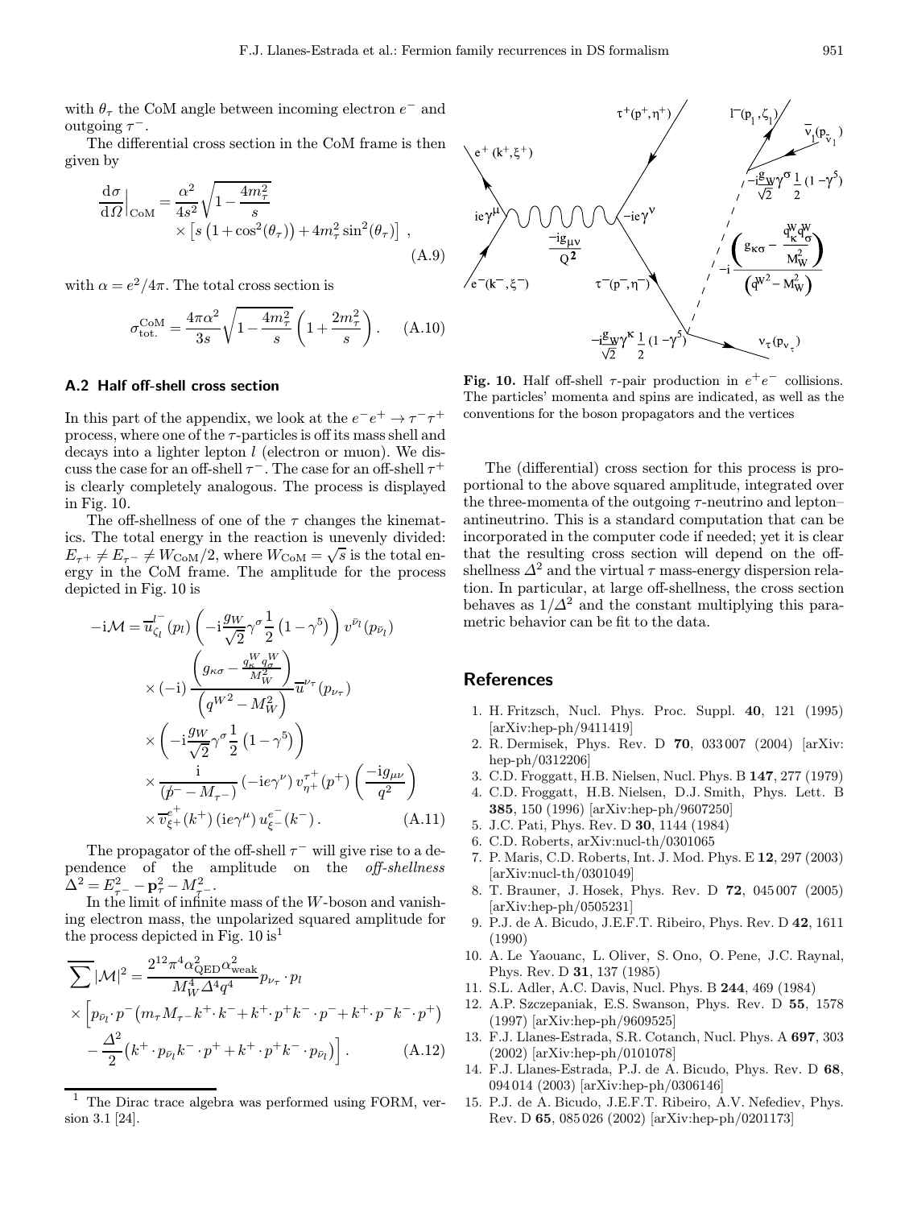with $\theta_\tau$ the CoM angle between incoming electron $e^-$ and outgoing $\tau^-$.

The differential cross section in the CoM frame is then given by

$$\frac{\mathrm{d}\sigma}{\mathrm{d}\Omega}\Big|_{\mathrm{CoM}} = \frac{\alpha^2}{4s^2}\sqrt{1-\frac{4m_\tau^2}{s}} \times \left[s\left(1+\cos^2(\theta_\tau)\right)+4m_\tau^2\sin^2(\theta_\tau)\right] , \tag{A.9}$$

with $\alpha = e^2/4\pi$. The total cross section is

$$\sigma_{\mathrm{tot.}}^{\mathrm{CoM}} = \frac{4\pi\alpha^2}{3s}\sqrt{1-\frac{4m_\tau^2}{s}}\left(1+\frac{2m_\tau^2}{s}\right). \tag{A.10}$$

### A.2 Half off-shell cross section

In this part of the appendix, we look at the $e^-e^+ \to \tau^-\tau^+$ process, where one of the $\tau$-particles is off its mass shell and decays into a lighter lepton $l$ (electron or muon). We discuss the case for an off-shell $\tau^-$. The case for an off-shell $\tau^+$ is clearly completely analogous. The process is displayed in Fig. 10.

The off-shellness of one of the $\tau$ changes the kinematics. The total energy in the reaction is unevenly divided: $E_{\tau^+} \neq E_{\tau^-} \neq W_{\mathrm{CoM}}/2$, where $W_{\mathrm{CoM}} = \sqrt{s}$ is the total energy in the CoM frame. The amplitude for the process depicted in Fig. 10 is

$$\begin{aligned}
-\mathrm{i}\mathcal{M} = {} & \overline{u}^{l^-}_{\zeta_l}(p_l)\left(-\mathrm{i}\frac{g_W}{\sqrt{2}}\gamma^\sigma\frac{1}{2}\left(1-\gamma^5\right)\right)v^{\bar{\nu}_l}(p_{\bar{\nu}_l}) \\
& \times(-\mathrm{i})\frac{\left(g_{\kappa\sigma}-\frac{q^W_\kappa q^W_\sigma}{M_W^2}\right)}{\left({q^W}^2-M_W^2\right)}\overline{u}^{\nu_\tau}(p_{\nu_\tau}) \\
& \times\left(-\mathrm{i}\frac{g_W}{\sqrt{2}}\gamma^\sigma\frac{1}{2}\left(1-\gamma^5\right)\right) \\
& \times\frac{\mathrm{i}}{(\not{p}^- - M_{\tau^-})}\left(-\mathrm{i}e\gamma^\nu\right)v^{\tau^+}_{\eta^+}(p^+)\left(\frac{-\mathrm{i}g_{\mu\nu}}{q^2}\right) \\
& \times\overline{v}^{e^+}_{\xi^+}(k^+)\left(\mathrm{i}e\gamma^\mu\right)u^{e^-}_{\xi^-}(k^-) .
\end{aligned} \tag{A.11}$$

The propagator of the off-shell $\tau^-$ will give rise to a dependence of the amplitude on the *off-shellness* $\Delta^2 = E^2_{\tau^-} - \mathbf{p}^2_\tau - M^2_{\tau^-}$.

In the limit of infinite mass of the $W$-boson and vanishing electron mass, the unpolarized squared amplitude for the process depicted in Fig. 10 is[1]

$$\begin{aligned}
\overline{\sum}|\mathcal{M}|^2 = {} & \frac{2^{12}\pi^4\alpha^2_{\mathrm{QED}}\alpha^2_{\mathrm{weak}}}{M_W^4\Delta^4 q^4}p_{\nu_\tau}\cdot p_l \\
& \times\Big[p_{\bar{\nu}_l}\cdot p^-\left(m_\tau M_{\tau^-}k^+\cdot k^- + k^+\cdot p^+ k^-\cdot p^- + k^+\cdot p^- k^-\cdot p^+\right) \\
& -\frac{\Delta^2}{2}\left(k^+\cdot p_{\bar{\nu}_l}k^-\cdot p^+ + k^+\cdot p^+ k^-\cdot p_{\bar{\nu}_l}\right)\Big] .
\end{aligned} \tag{A.12}$$

[1] The Dirac trace algebra was performed using FORM, version 3.1 [24].

**Fig. 10.** Half off-shell $\tau$-pair production in $e^+e^-$ collisions. The particles' momenta and spins are indicated, as well as the conventions for the boson propagators and the vertices

The (differential) cross section for this process is proportional to the above squared amplitude, integrated over the three-momenta of the outgoing $\tau$-neutrino and lepton–antineutrino. This is a standard computation that can be incorporated in the computer code if needed; yet it is clear that the resulting cross section will depend on the off-shellness $\Delta^2$ and the virtual $\tau$ mass-energy dispersion relation. In particular, at large off-shellness, the cross section behaves as $1/\Delta^2$ and the constant multiplying this parametric behavior can be fit to the data.

## References

1. H. Fritzsch, Nucl. Phys. Proc. Suppl. **40**, 121 (1995) [arXiv:hep-ph/9411419]
2. R. Dermisek, Phys. Rev. D **70**, 033 007 (2004) [arXiv: hep-ph/0312206]
3. C.D. Froggatt, H.B. Nielsen, Nucl. Phys. B **147**, 277 (1979)
4. C.D. Froggatt, H.B. Nielsen, D.J. Smith, Phys. Lett. B **385**, 150 (1996) [arXiv:hep-ph/9607250]
5. J.C. Pati, Phys. Rev. D **30**, 1144 (1984)
6. C.D. Roberts, arXiv:nucl-th/0301065
7. P. Maris, C.D. Roberts, Int. J. Mod. Phys. E **12**, 297 (2003) [arXiv:nucl-th/0301049]
8. T. Brauner, J. Hosek, Phys. Rev. D **72**, 045 007 (2005) [arXiv:hep-ph/0505231]
9. P.J. de A. Bicudo, J.E.F.T. Ribeiro, Phys. Rev. D **42**, 1611 (1990)
10. A. Le Yaouanc, L. Oliver, S. Ono, O. Pene, J.C. Raynal, Phys. Rev. D **31**, 137 (1985)
11. S.L. Adler, A.C. Davis, Nucl. Phys. B **244**, 469 (1984)
12. A.P. Szczepaniak, E.S. Swanson, Phys. Rev. D **55**, 1578 (1997) [arXiv:hep-ph/9609525]
13. F.J. Llanes-Estrada, S.R. Cotanch, Nucl. Phys. A **697**, 303 (2002) [arXiv:hep-ph/0101078]
14. F.J. Llanes-Estrada, P.J. de A. Bicudo, Phys. Rev. D **68**, 094 014 (2003) [arXiv:hep-ph/0306146]
15. P.J. de A. Bicudo, J.E.F.T. Ribeiro, A.V. Nefediev, Phys. Rev. D **65**, 085 026 (2002) [arXiv:hep-ph/0201173]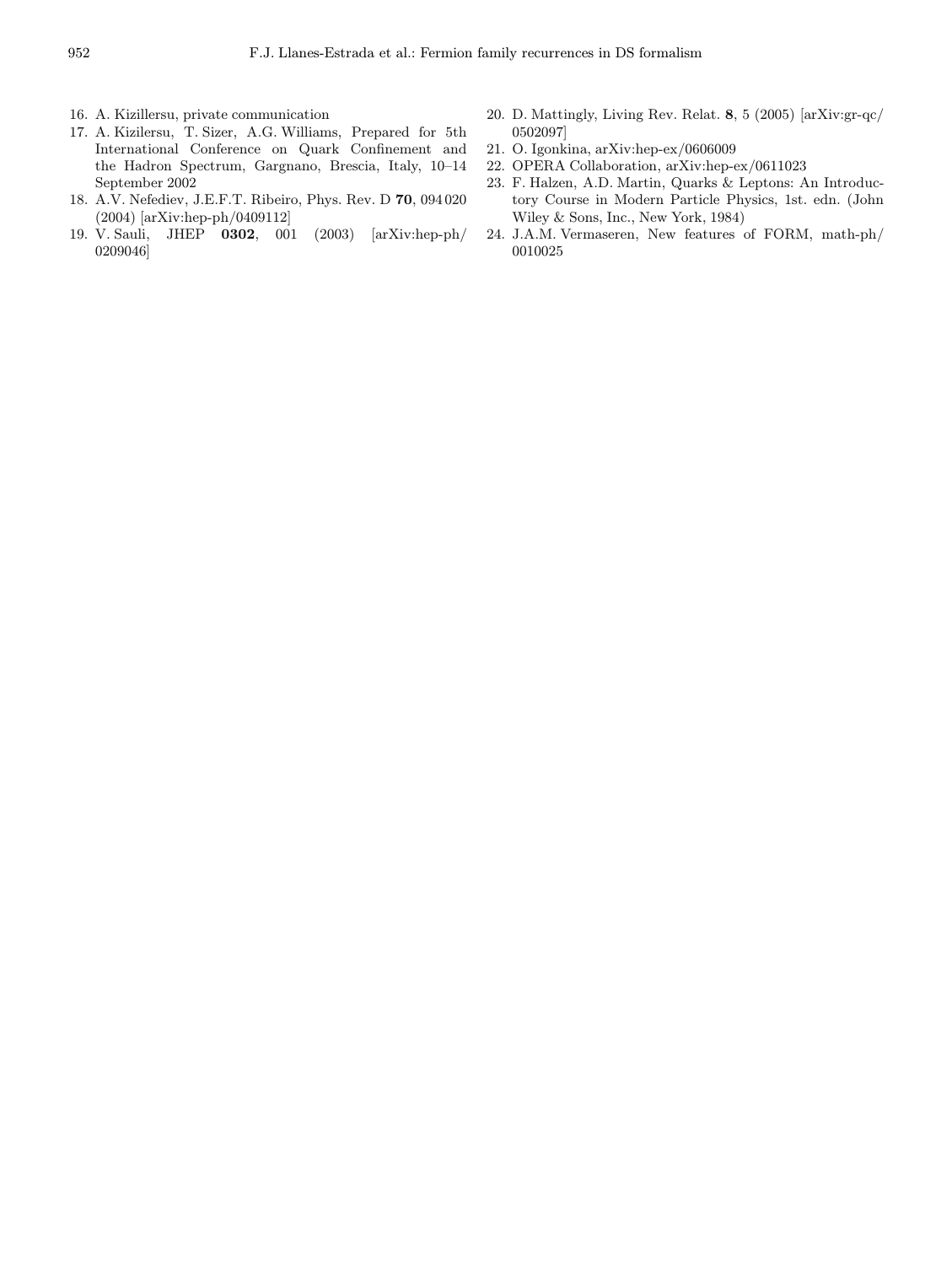16. A. Kizillersu, private communication
17. A. Kizilersu, T. Sizer, A.G. Williams, Prepared for 5th International Conference on Quark Confinement and the Hadron Spectrum, Gargnano, Brescia, Italy, 10–14 September 2002
18. A.V. Nefediev, J.E.F.T. Ribeiro, Phys. Rev. D **70**, 094 020 (2004) [arXiv:hep-ph/0409112]
19. V. Sauli, JHEP **0302**, 001 (2003) [arXiv:hep-ph/0209046]
20. D. Mattingly, Living Rev. Relat. **8**, 5 (2005) [arXiv:gr-qc/0502097]
21. O. Igonkina, arXiv:hep-ex/0606009
22. OPERA Collaboration, arXiv:hep-ex/0611023
23. F. Halzen, A.D. Martin, Quarks & Leptons: An Introductory Course in Modern Particle Physics, 1st. edn. (John Wiley & Sons, Inc., New York, 1984)
24. J.A.M. Vermaseren, New features of FORM, math-ph/0010025